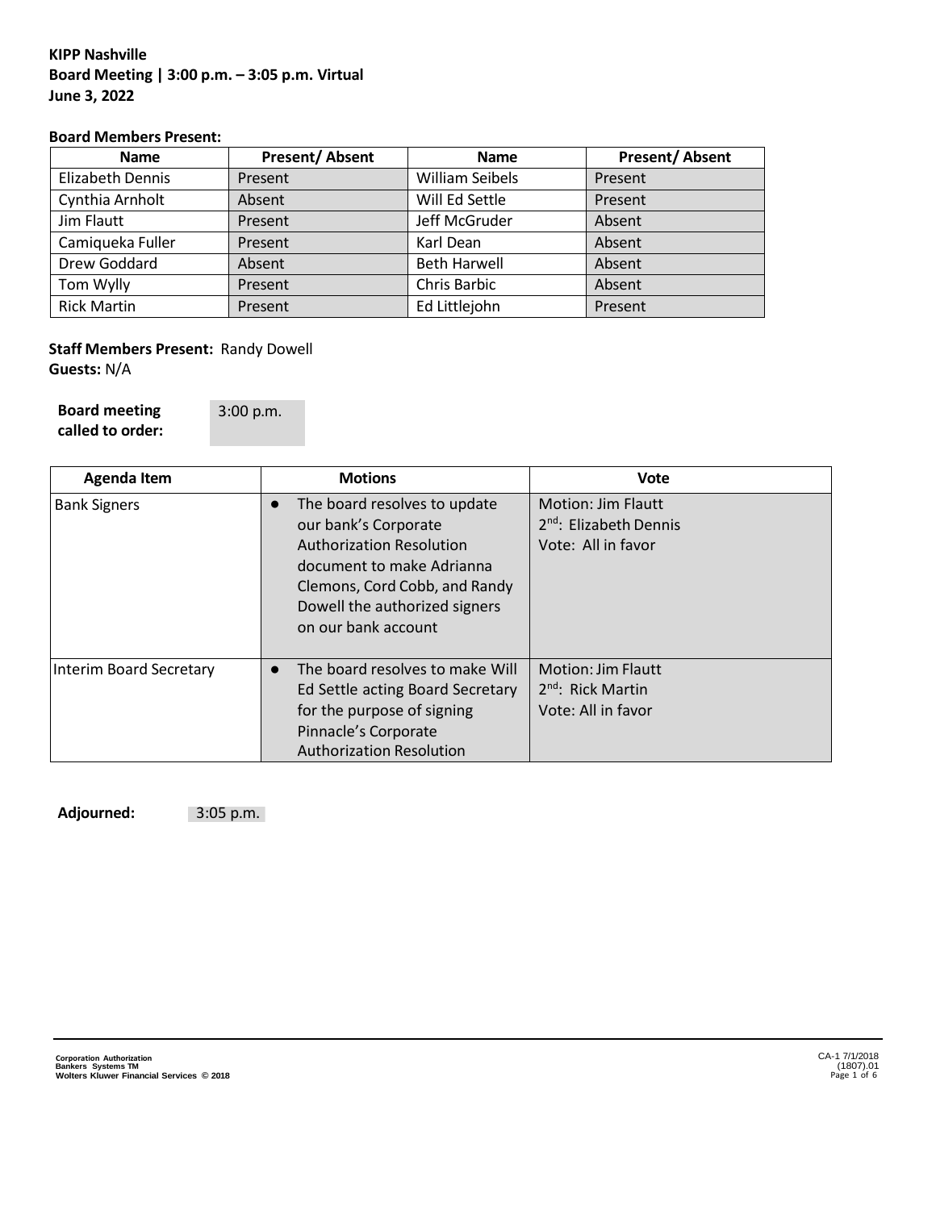**KIPP Nashville**
**Board Meeting | 3:00 p.m. – 3:05 p.m. Virtual**
**June 3, 2022**

**Board Members Present:**

| Name | Present/ Absent | Name | Present/ Absent |
|---|---|---|---|
| Elizabeth Dennis | Present | William Seibels | Present |
| Cynthia Arnholt | Absent | Will Ed Settle | Present |
| Jim Flautt | Present | Jeff McGruder | Absent |
| Camiqueka Fuller | Present | Karl Dean | Absent |
| Drew Goddard | Absent | Beth Harwell | Absent |
| Tom Wylly | Present | Chris Barbic | Absent |
| Rick Martin | Present | Ed Littlejohn | Present |

**Staff Members Present:** Randy Dowell
**Guests:** N/A

**Board meeting called to order:** 3:00 p.m.

| Agenda Item | Motions | Vote |
|---|---|---|
| Bank Signers | • The board resolves to update our bank's Corporate Authorization Resolution document to make Adrianna Clemons, Cord Cobb, and Randy Dowell the authorized signers on our bank account | Motion: Jim Flautt<br>2nd: Elizabeth Dennis<br>Vote: All in favor |
| Interim Board Secretary | • The board resolves to make Will Ed Settle acting Board Secretary for the purpose of signing Pinnacle's Corporate Authorization Resolution | Motion: Jim Flautt<br>2nd: Rick Martin<br>Vote: All in favor |

**Adjourned:** 3:05 p.m.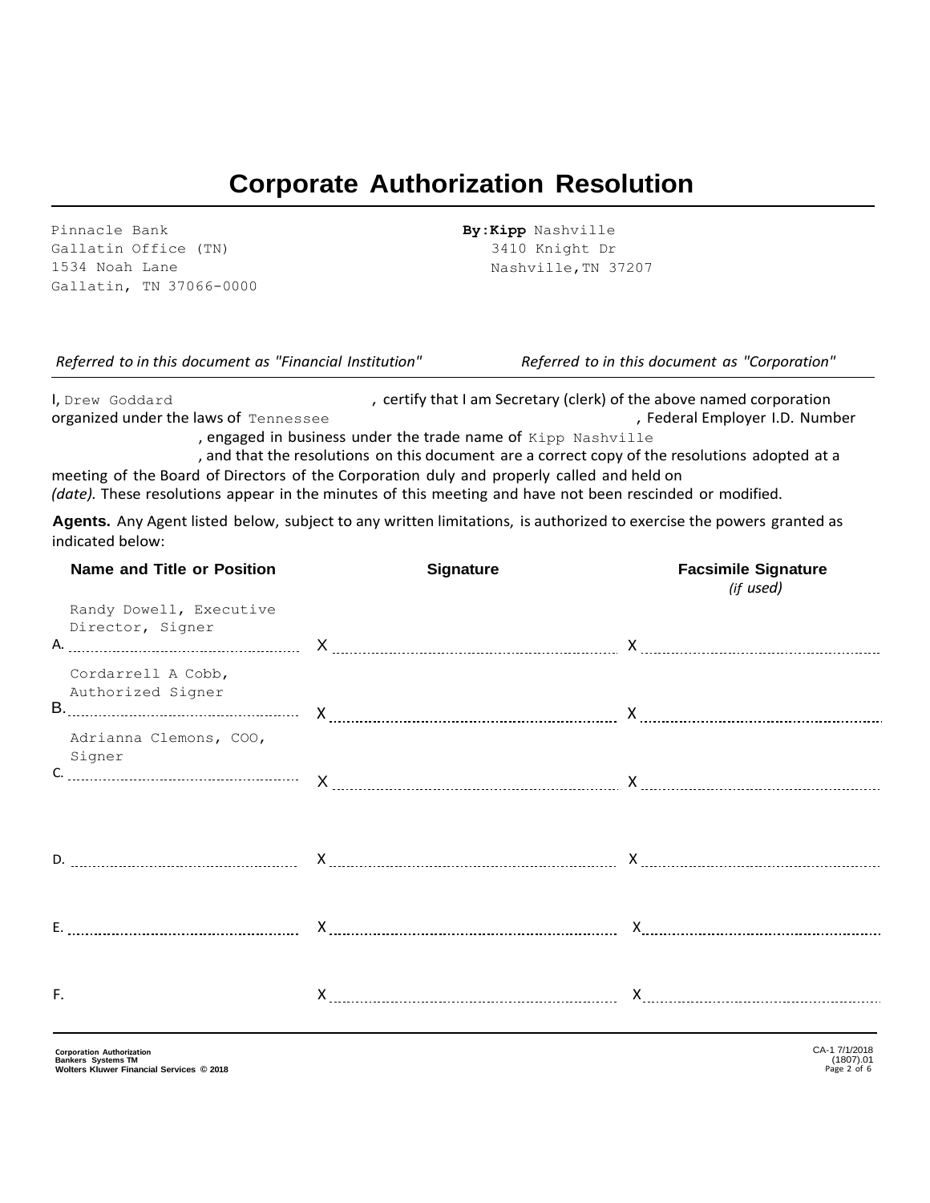# Corporate Authorization Resolution

| | |
|---|---|
| Pinnacle Bank<br>Gallatin Office (TN)<br>1534 Noah Lane<br>Gallatin, TN 37066-0000 | **By:Kipp** Nashville<br>3410 Knight Dr<br>Nashville,TN 37207 |
| *Referred to in this document as "Financial Institution"* | *Referred to in this document as "Corporation"* |

I, Drew Goddard, certify that I am Secretary (clerk) of the above named corporation organized under the laws of Tennessee, Federal Employer I.D. Number , engaged in business under the trade name of Kipp Nashville, and that the resolutions on this document are a correct copy of the resolutions adopted at a meeting of the Board of Directors of the Corporation duly and properly called and held on *(date).* These resolutions appear in the minutes of this meeting and have not been rescinded or modified.

**Agents.** Any Agent listed below, subject to any written limitations, is authorized to exercise the powers granted as indicated below:

| | Name and Title or Position | Signature | Facsimile Signature *(if used)* |
|---|---|---|---|
| A. | Randy Dowell, Executive Director, Signer | X | X |
| B. | Cordarrell A Cobb, Authorized Signer | X | X |
| C. | Adrianna Clemons, COO, Signer | X | X |
| D. | | X | X |
| E. | | X | X |
| F. | | X | X |

Corporation Authorization
Bankers Systems TM
Wolters Kluwer Financial Services © 2018

CA-1 7/1/2018
(1807).01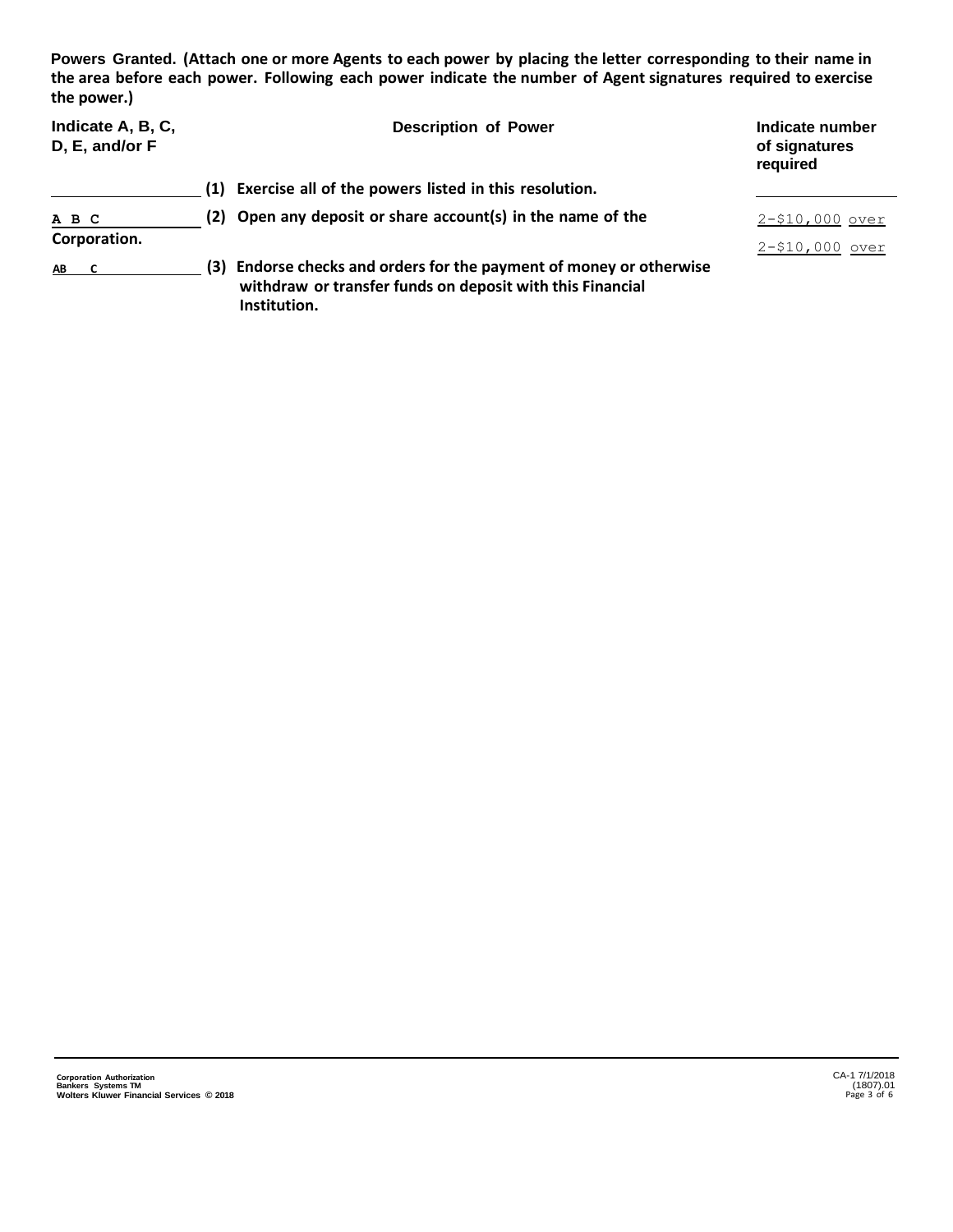**Powers Granted. (Attach one or more Agents to each power by placing the letter corresponding to their name in the area before each power. Following each power indicate the number of Agent signatures required to exercise the power.)**

| Indicate A, B, C, D, E, and/or F | Description of Power | Indicate number of signatures required |
| --- | --- | --- |
| | **(1) Exercise all of the powers listed in this resolution.** | |
| A B C | **(2) Open any deposit or share account(s) in the name of the Corporation.** | 2-$10,000 over |
| AB C | **(3) Endorse checks and orders for the payment of money or otherwise withdraw or transfer funds on deposit with this Financial Institution.** | 2-$10,000 over |

Corporation Authorization
Bankers Systems TM
Wolters Kluwer Financial Services © 2018

CA-1 7/1/2018
(1807).01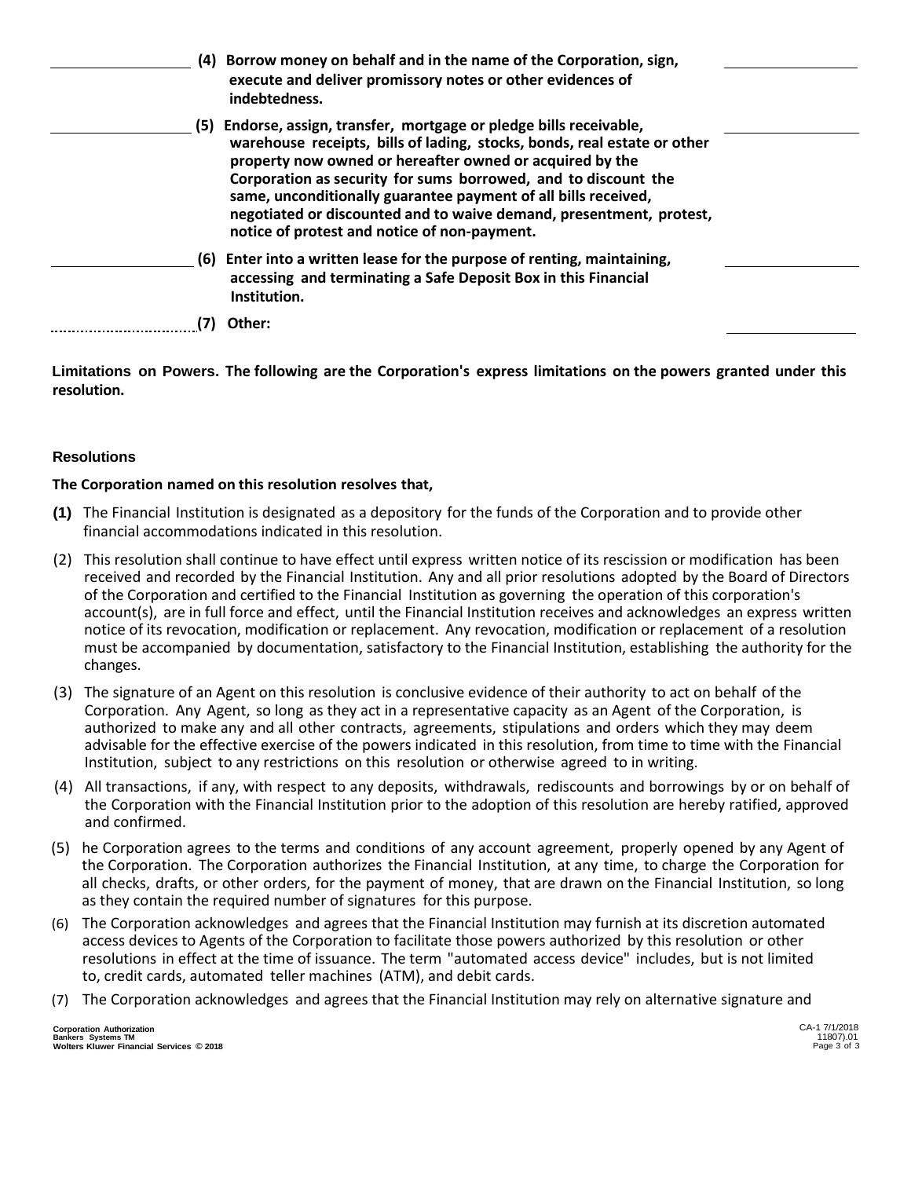_______________ **(4) Borrow money on behalf and in the name of the Corporation, sign, execute and deliver promissory notes or other evidences of indebtedness.** _______________

_______________ **(5) Endorse, assign, transfer, mortgage or pledge bills receivable, warehouse receipts, bills of lading, stocks, bonds, real estate or other property now owned or hereafter owned or acquired by the Corporation as security for sums borrowed, and to discount the same, unconditionally guarantee payment of all bills received, negotiated or discounted and to waive demand, presentment, protest, notice of protest and notice of non-payment.** _______________

_______________ **(6) Enter into a written lease for the purpose of renting, maintaining, accessing and terminating a Safe Deposit Box in this Financial Institution.** _______________

............................... **(7) Other:** _______________

**Limitations on Powers. The following are the Corporation's express limitations on the powers granted under this resolution.**

### Resolutions

**The Corporation named on this resolution resolves that,**

**(1)** The Financial Institution is designated as a depository for the funds of the Corporation and to provide other financial accommodations indicated in this resolution.

(2) This resolution shall continue to have effect until express written notice of its rescission or modification has been received and recorded by the Financial Institution. Any and all prior resolutions adopted by the Board of Directors of the Corporation and certified to the Financial Institution as governing the operation of this corporation's account(s), are in full force and effect, until the Financial Institution receives and acknowledges an express written notice of its revocation, modification or replacement. Any revocation, modification or replacement of a resolution must be accompanied by documentation, satisfactory to the Financial Institution, establishing the authority for the changes.

(3) The signature of an Agent on this resolution is conclusive evidence of their authority to act on behalf of the Corporation. Any Agent, so long as they act in a representative capacity as an Agent of the Corporation, is authorized to make any and all other contracts, agreements, stipulations and orders which they may deem advisable for the effective exercise of the powers indicated in this resolution, from time to time with the Financial Institution, subject to any restrictions on this resolution or otherwise agreed to in writing.

(4) All transactions, if any, with respect to any deposits, withdrawals, rediscounts and borrowings by or on behalf of the Corporation with the Financial Institution prior to the adoption of this resolution are hereby ratified, approved and confirmed.

(5) he Corporation agrees to the terms and conditions of any account agreement, properly opened by any Agent of the Corporation. The Corporation authorizes the Financial Institution, at any time, to charge the Corporation for all checks, drafts, or other orders, for the payment of money, that are drawn on the Financial Institution, so long as they contain the required number of signatures for this purpose.

(6) The Corporation acknowledges and agrees that the Financial Institution may furnish at its discretion automated access devices to Agents of the Corporation to facilitate those powers authorized by this resolution or other resolutions in effect at the time of issuance. The term "automated access device" includes, but is not limited to, credit cards, automated teller machines (ATM), and debit cards.

(7) The Corporation acknowledges and agrees that the Financial Institution may rely on alternative signature and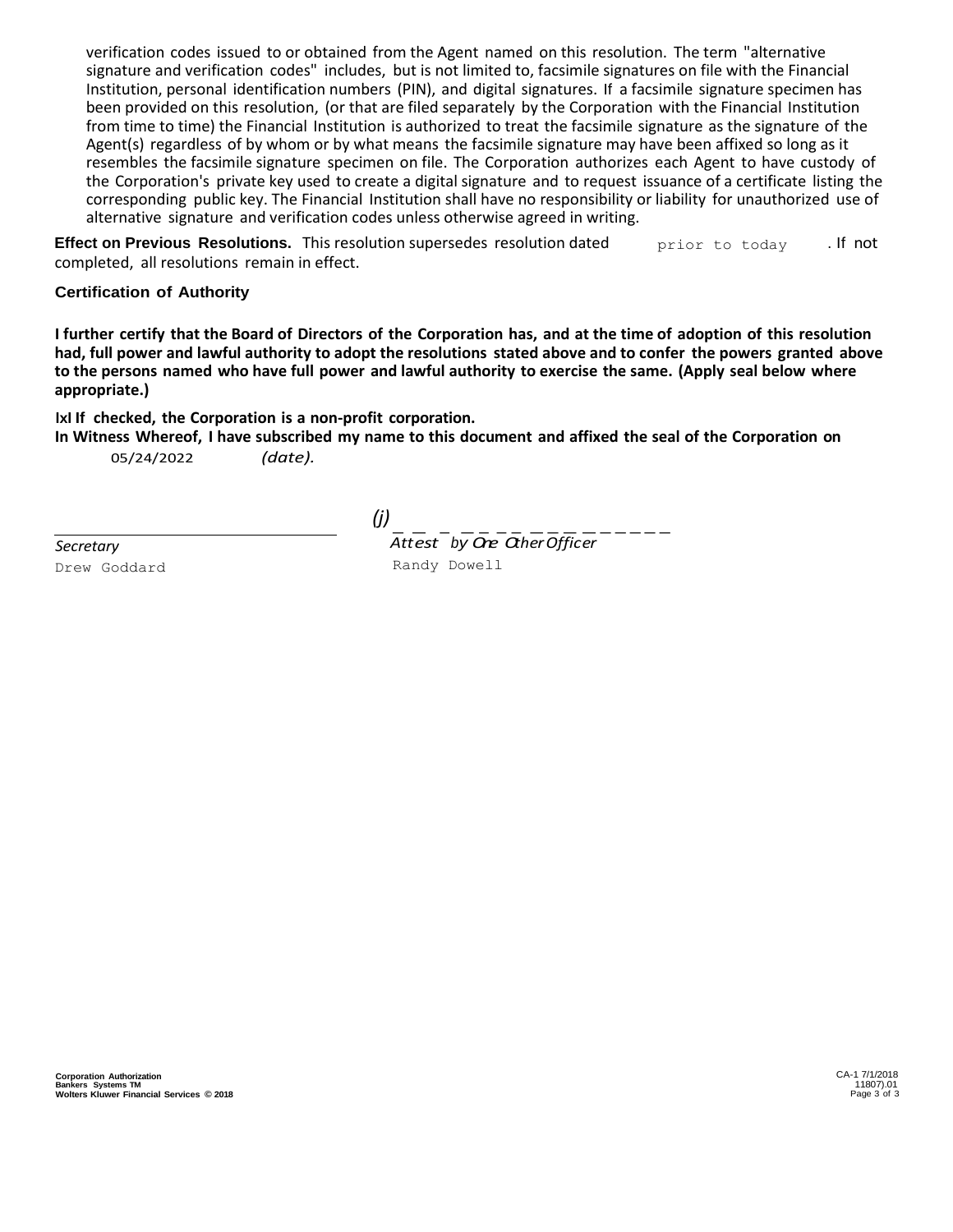verification codes issued to or obtained from the Agent named on this resolution. The term "alternative signature and verification codes" includes, but is not limited to, facsimile signatures on file with the Financial Institution, personal identification numbers (PIN), and digital signatures. If a facsimile signature specimen has been provided on this resolution, (or that are filed separately by the Corporation with the Financial Institution from time to time) the Financial Institution is authorized to treat the facsimile signature as the signature of the Agent(s) regardless of by whom or by what means the facsimile signature may have been affixed so long as it resembles the facsimile signature specimen on file. The Corporation authorizes each Agent to have custody of the Corporation's private key used to create a digital signature and to request issuance of a certificate listing the corresponding public key. The Financial Institution shall have no responsibility or liability for unauthorized use of alternative signature and verification codes unless otherwise agreed in writing.

**Effect on Previous Resolutions.** This resolution supersedes resolution dated `prior to today` . If not completed, all resolutions remain in effect.

**Certification of Authority**

**I further certify that the Board of Directors of the Corporation has, and at the time of adoption of this resolution had, full power and lawful authority to adopt the resolutions stated above and to confer the powers granted above to the persons named who have full power and lawful authority to exercise the same. (Apply seal below where appropriate.)**

**IxI If checked, the Corporation is a non-profit corporation.**
**In Witness Whereof, I have subscribed my name to this document and affixed the seal of the Corporation on** 05/24/2022 *(date).*

*(j)*

| *Secretary* | *Attest by One Other Officer* |
| --- | --- |
| Drew Goddard | Randy Dowell |

**Corporation Authorization**
**Bankers Systems TM**
**Wolters Kluwer Financial Services © 2018**

CA-1 7/1/2018
11807).01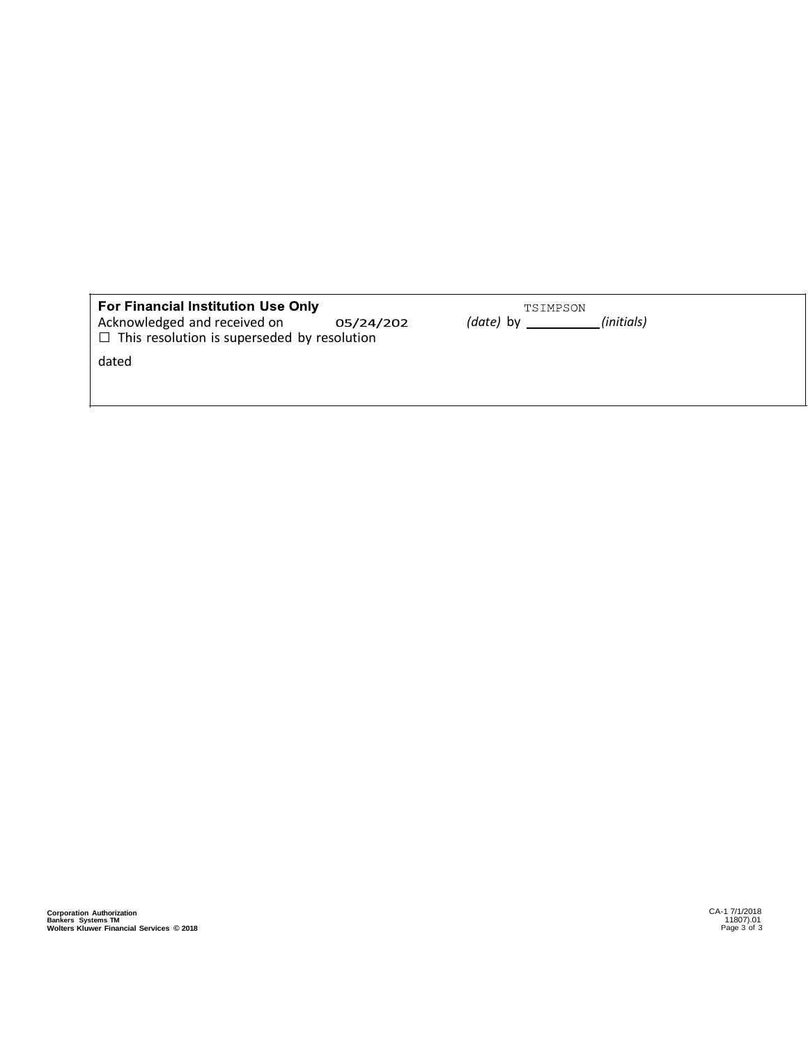**For Financial Institution Use Only**

Acknowledged and received on 05/24/202 *(date)* by TSIMPSON *(initials)*

☐ This resolution is superseded by resolution

dated

Corporation Authorization
Bankers Systems TM
Wolters Kluwer Financial Services © 2018

CA-1 7/1/2018
11807).01